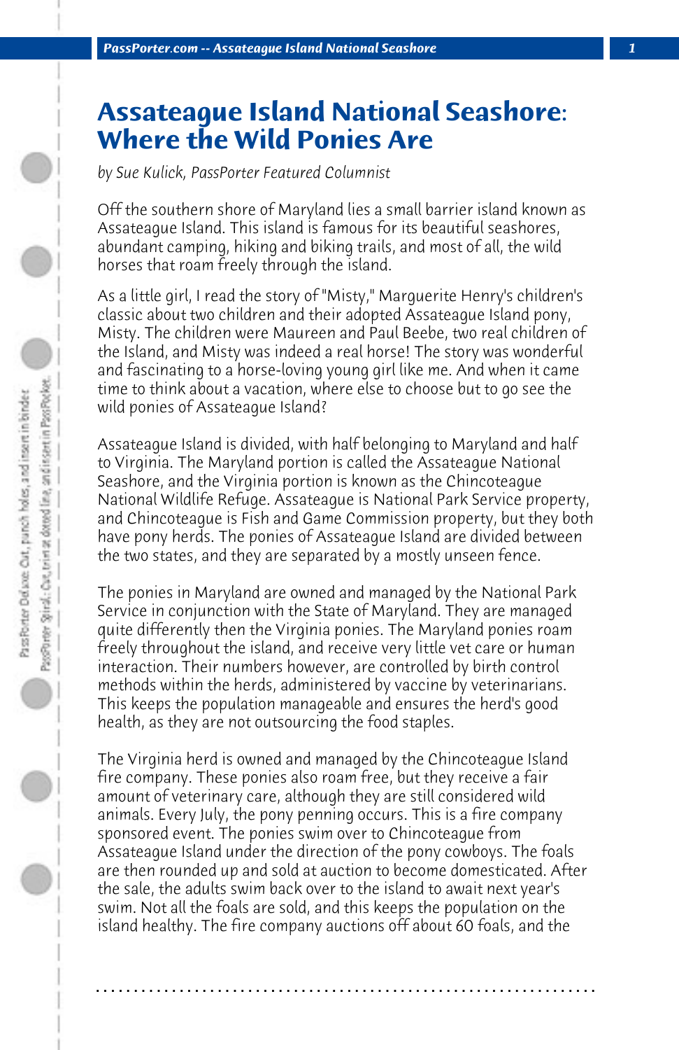# Assateague Island National Seashore: Where the Wild Ponies Are

*by Sue Kulick, PassPorter Featured Columnist*

Off the southern shore of Maryland lies a small barrier island known as Assateague Island. This island is famous for its beautiful seashores, abundant camping, hiking and biking trails, and most of all, the wild horses that roam freely through the island.

As a little girl, I read the story of "Misty," Marguerite Henry's children's classic about two children and their adopted Assateague Island pony, Misty. The children were Maureen and Paul Beebe, two real children of the Island, and Misty was indeed a real horse! The story was wonderful and fascinating to a horse-loving young girl like me. And when it came time to think about a vacation, where else to choose but to go see the wild ponies of Assateague Island?

Assateague Island is divided, with half belonging to Maryland and half to Virginia. The Maryland portion is called the Assateague National Seashore, and the Virginia portion is known as the Chincoteague National Wildlife Refuge. Assateague is National Park Service property, and Chincoteague is Fish and Game Commission property, but they both have pony herds. The ponies of Assateague Island are divided between the two states, and they are separated by a mostly unseen fence.

The ponies in Maryland are owned and managed by the National Park Service in conjunction with the State of Maryland. They are managed quite differently then the Virginia ponies. The Maryland ponies roam freely throughout the island, and receive very little vet care or human interaction. Their numbers however, are controlled by birth control methods within the herds, administered by vaccine by veterinarians. This keeps the population manageable and ensures the herd's good health, as they are not outsourcing the food staples.

The Virginia herd is owned and managed by the Chincoteague Island fire company. These ponies also roam free, but they receive a fair amount of veterinary care, although they are still considered wild animals. Every July, the pony penning occurs. This is a fire company sponsored event. The ponies swim over to Chincoteague from Assateague Island under the direction of the pony cowboys. The foals are then rounded up and sold at auction to become domesticated. After the sale, the adults swim back over to the island to await next year's swim. Not all the foals are sold, and this keeps the population on the island healthy. The fire company auctions off about 60 foals, and the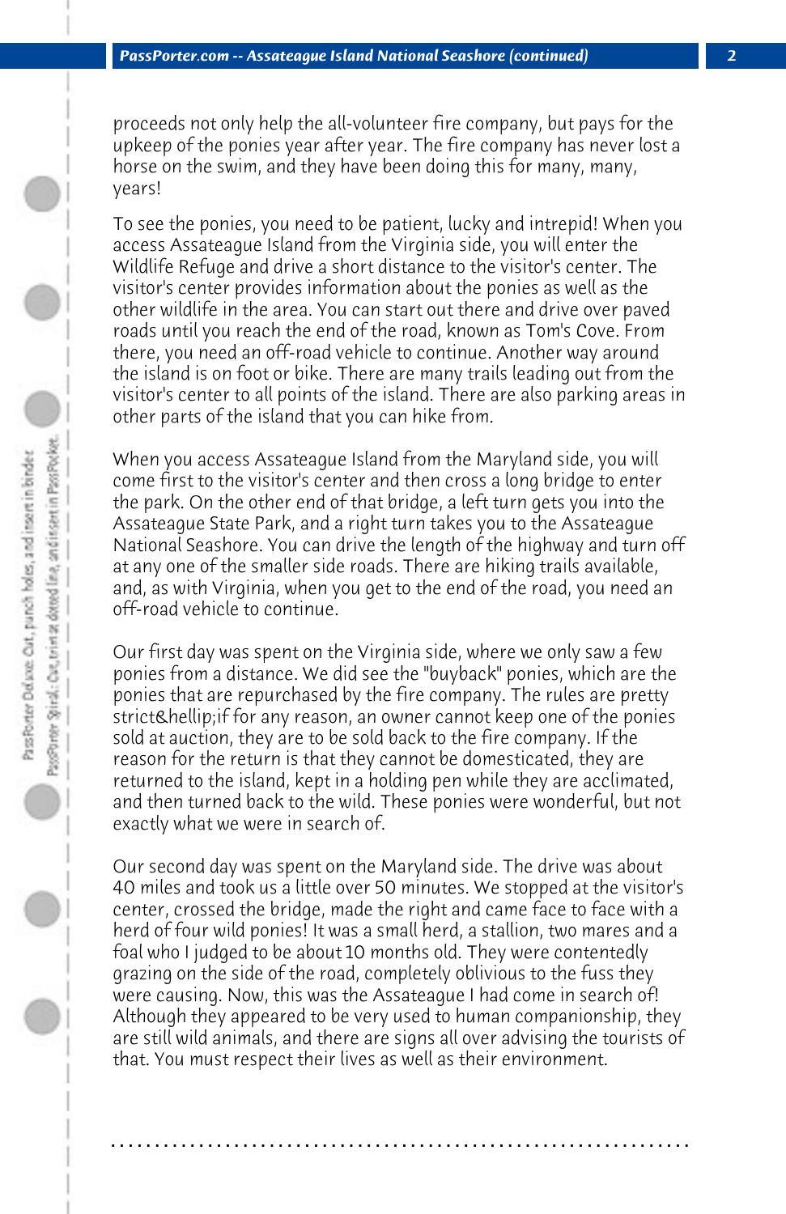proceeds not only help the all-volunteer fire company, but pays for the upkeep of the ponies year after year. The fire company has never lost a horse on the swim, and they have been doing this for many, many, years!

To see the ponies, you need to be patient, lucky and intrepid! When you access Assateague Island from the Virginia side, you will enter the Wildlife Refuge and drive a short distance to the visitor's center. The visitor's center provides information about the ponies as well as the other wildlife in the area. You can start out there and drive over paved roads until you reach the end of the road, known as Tom's Cove. From there, you need an off-road vehicle to continue. Another way around the island is on foot or bike. There are many trails leading out from the visitor's center to all points of the island. There are also parking areas in other parts of the island that you can hike from.

When you access Assateague Island from the Maryland side, you will come first to the visitor's center and then cross a long bridge to enter the park. On the other end of that bridge, a left turn gets you into the Assateague State Park, and a right turn takes you to the Assateague National Seashore. You can drive the length of the highway and turn off at any one of the smaller side roads. There are hiking trails available, and, as with Virginia, when you get to the end of the road, you need an off-road vehicle to continue.

Our first day was spent on the Virginia side, where we only saw a few ponies from a distance. We did see the "buyback" ponies, which are the ponies that are repurchased by the fire company. The rules are pretty strict&hellip;if for any reason, an owner cannot keep one of the ponies sold at auction, they are to be sold back to the fire company. If the reason for the return is that they cannot be domesticated, they are returned to the island, kept in a holding pen while they are acclimated, and then turned back to the wild. These ponies were wonderful, but not exactly what we were in search of.

Our second day was spent on the Maryland side. The drive was about 40 miles and took us a little over 50 minutes. We stopped at the visitor's center, crossed the bridge, made the right and came face to face with a herd of four wild ponies! It was a small herd, a stallion, two mares and a foal who I judged to be about 10 months old. They were contentedly grazing on the side of the road, completely oblivious to the fuss they were causing. Now, this was the Assateague I had come in search of! Although they appeared to be very used to human companionship, they are still wild animals, and there are signs all over advising the tourists of that. You must respect their lives as well as their environment.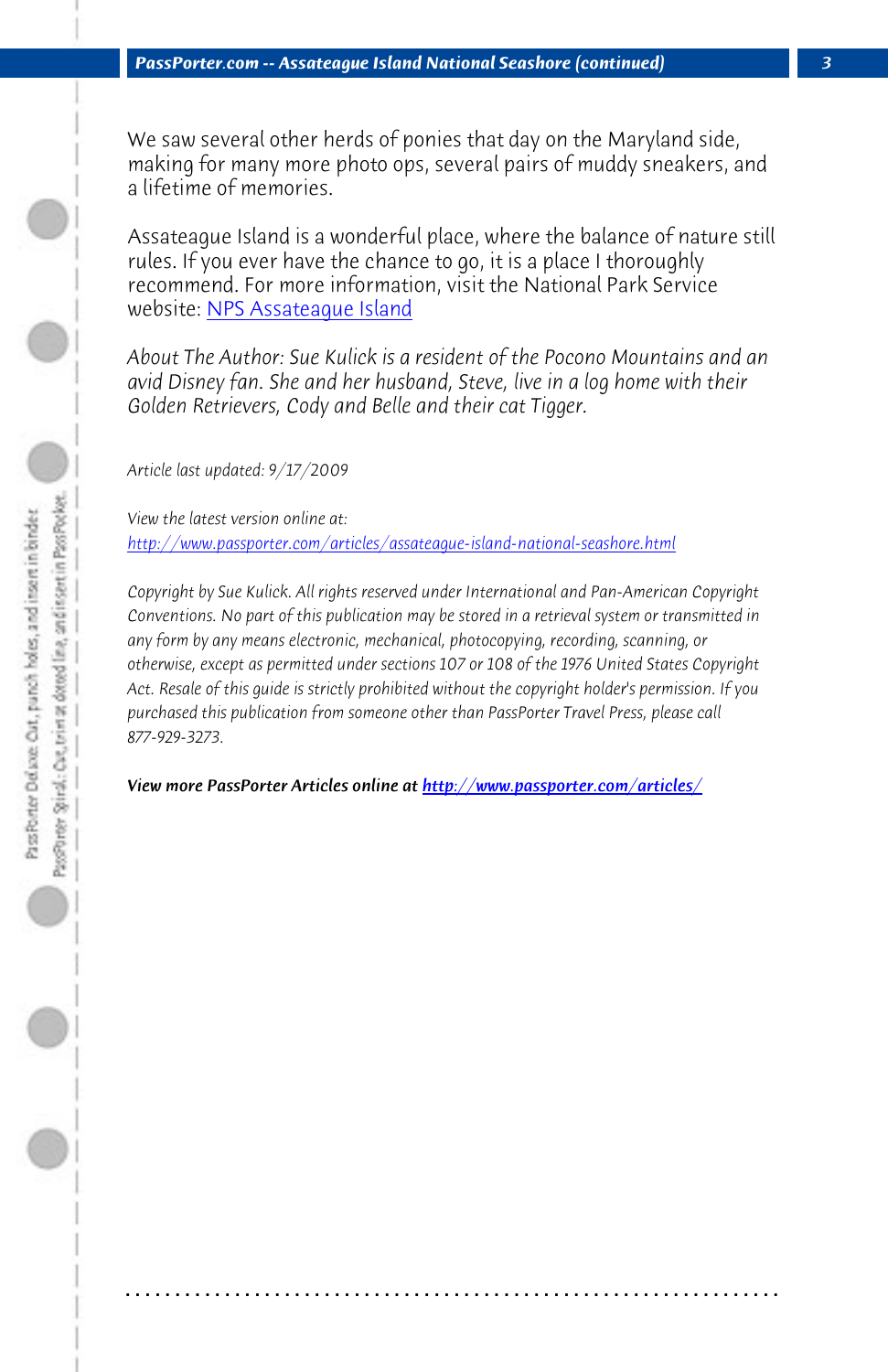We saw several other herds of ponies that day on the Maryland side, making for many more photo ops, several pairs of muddy sneakers, and a lifetime of memories.

Assateague Island is a wonderful place, where the balance of nature still rules. If you ever have the chance to go, it is a place I thoroughly recommend. For more information, visit the National Park Service website: NPS Assateague Island

*About The Author: Sue Kulick is a resident of the Pocono Mountains and an avid Disney fan. She and her husband, Steve, live in a log home with their Golden Retrievers, Cody and Belle and their cat Tigger.*

*Article last updated: 9/17/2009*

*View the latest version online at:*
*http://www.passporter.com/articles/assateague-island-national-seashore.html*

*Copyright by Sue Kulick. All rights reserved under International and Pan-American Copyright Conventions. No part of this publication may be stored in a retrieval system or transmitted in any form by any means electronic, mechanical, photocopying, recording, scanning, or otherwise, except as permitted under sections 107 or 108 of the 1976 United States Copyright Act. Resale of this guide is strictly prohibited without the copyright holder's permission. If you purchased this publication from someone other than PassPorter Travel Press, please call 877-929-3273.*

***View more PassPorter Articles online at http://www.passporter.com/articles/***